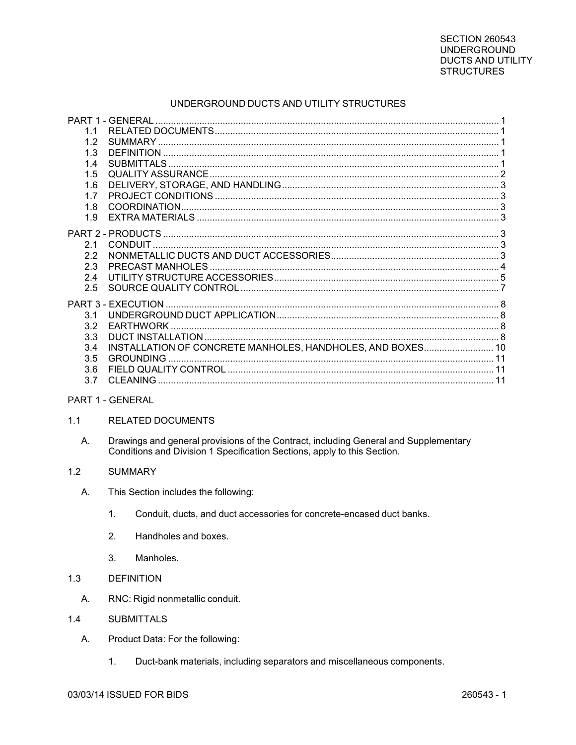# UNDERGROUND DUCTS AND UTILITY STRUCTURES

| | | |
|---|---|---|
| PART 1 - GENERAL | | 1 |
| 1.1 | RELATED DOCUMENTS | 1 |
| 1.2 | SUMMARY | 1 |
| 1.3 | DEFINITION | 1 |
| 1.4 | SUBMITTALS | 1 |
| 1.5 | QUALITY ASSURANCE | 2 |
| 1.6 | DELIVERY, STORAGE, AND HANDLING | 3 |
| 1.7 | PROJECT CONDITIONS | 3 |
| 1.8 | COORDINATION | 3 |
| 1.9 | EXTRA MATERIALS | 3 |
| PART 2 - PRODUCTS | | 3 |
| 2.1 | CONDUIT | 3 |
| 2.2 | NONMETALLIC DUCTS AND DUCT ACCESSORIES | 3 |
| 2.3 | PRECAST MANHOLES | 4 |
| 2.4 | UTILITY STRUCTURE ACCESSORIES | 5 |
| 2.5 | SOURCE QUALITY CONTROL | 7 |
| PART 3 - EXECUTION | | 8 |
| 3.1 | UNDERGROUND DUCT APPLICATION | 8 |
| 3.2 | EARTHWORK | 8 |
| 3.3 | DUCT INSTALLATION | 8 |
| 3.4 | INSTALLATION OF CONCRETE MANHOLES, HANDHOLES, AND BOXES | 10 |
| 3.5 | GROUNDING | 11 |
| 3.6 | FIELD QUALITY CONTROL | 11 |
| 3.7 | CLEANING | 11 |

## PART 1 - GENERAL

### 1.1 RELATED DOCUMENTS

A. Drawings and general provisions of the Contract, including General and Supplementary Conditions and Division 1 Specification Sections, apply to this Section.

### 1.2 SUMMARY

A. This Section includes the following:

1. Conduit, ducts, and duct accessories for concrete-encased duct banks.
2. Handholes and boxes.
3. Manholes.

### 1.3 DEFINITION

A. RNC: Rigid nonmetallic conduit.

### 1.4 SUBMITTALS

A. Product Data: For the following:

1. Duct-bank materials, including separators and miscellaneous components.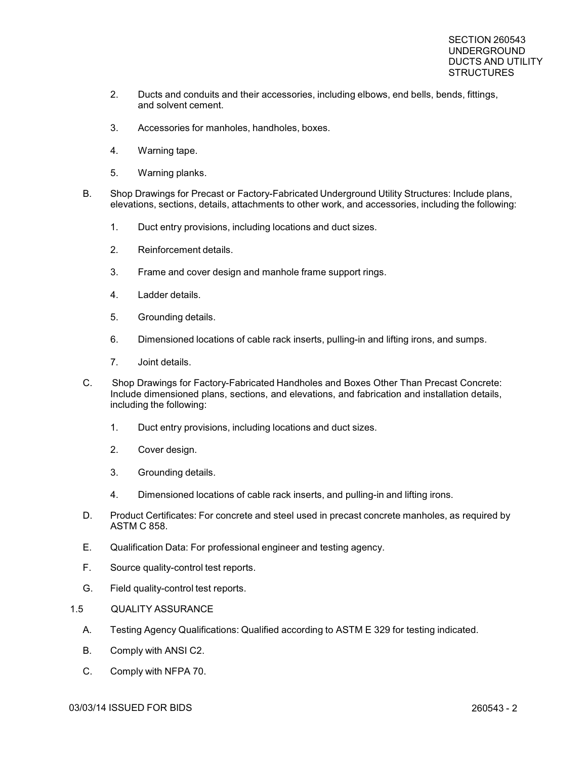2. Ducts and conduits and their accessories, including elbows, end bells, bends, fittings, and solvent cement.

3. Accessories for manholes, handholes, boxes.

4. Warning tape.

5. Warning planks.

B. Shop Drawings for Precast or Factory-Fabricated Underground Utility Structures: Include plans, elevations, sections, details, attachments to other work, and accessories, including the following:

1. Duct entry provisions, including locations and duct sizes.

2. Reinforcement details.

3. Frame and cover design and manhole frame support rings.

4. Ladder details.

5. Grounding details.

6. Dimensioned locations of cable rack inserts, pulling-in and lifting irons, and sumps.

7. Joint details.

C. Shop Drawings for Factory-Fabricated Handholes and Boxes Other Than Precast Concrete: Include dimensioned plans, sections, and elevations, and fabrication and installation details, including the following:

1. Duct entry provisions, including locations and duct sizes.

2. Cover design.

3. Grounding details.

4. Dimensioned locations of cable rack inserts, and pulling-in and lifting irons.

D. Product Certificates: For concrete and steel used in precast concrete manholes, as required by ASTM C 858.

E. Qualification Data: For professional engineer and testing agency.

F. Source quality-control test reports.

G. Field quality-control test reports.

## 1.5 QUALITY ASSURANCE

A. Testing Agency Qualifications: Qualified according to ASTM E 329 for testing indicated.

B. Comply with ANSI C2.

C. Comply with NFPA 70.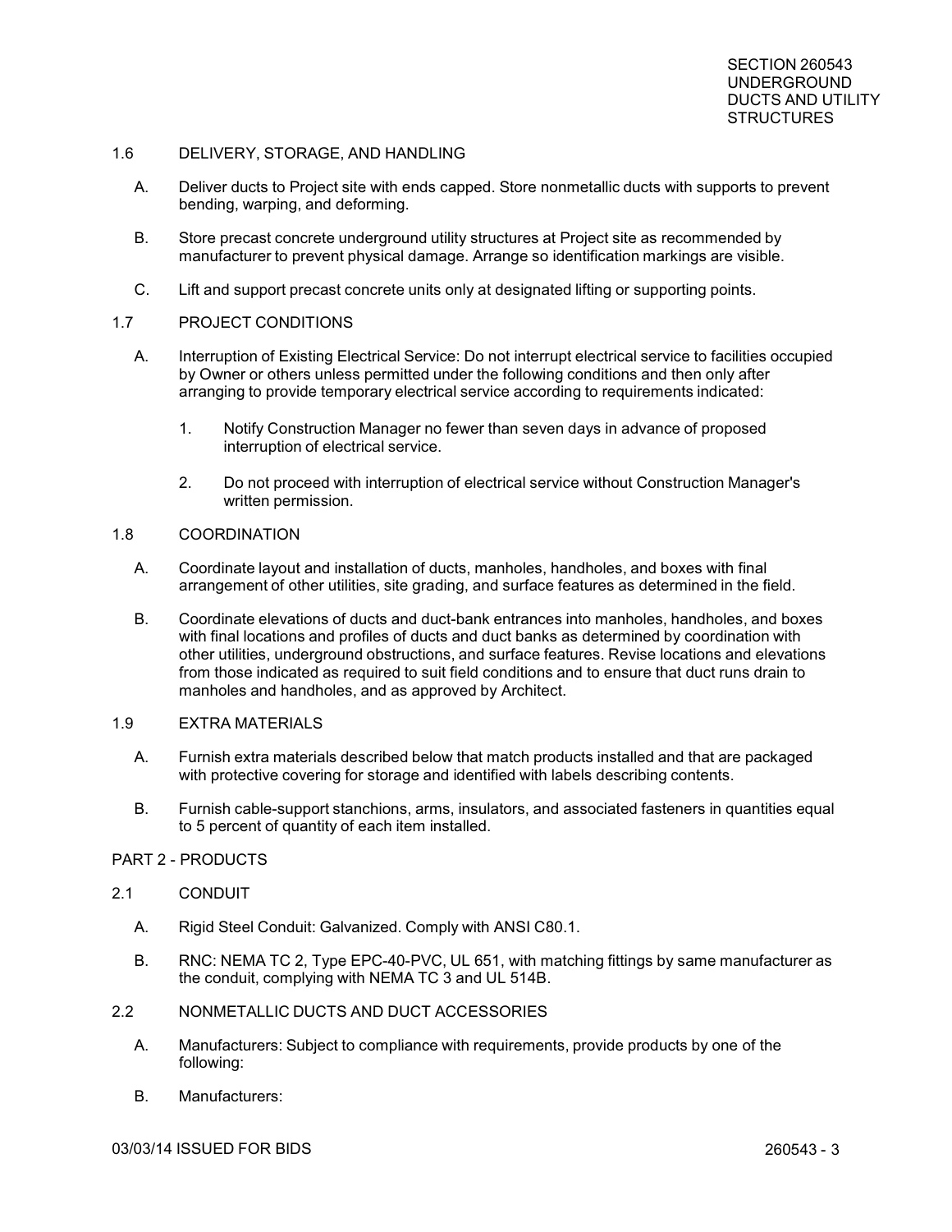1.6 DELIVERY, STORAGE, AND HANDLING

A. Deliver ducts to Project site with ends capped. Store nonmetallic ducts with supports to prevent bending, warping, and deforming.

B. Store precast concrete underground utility structures at Project site as recommended by manufacturer to prevent physical damage. Arrange so identification markings are visible.

C. Lift and support precast concrete units only at designated lifting or supporting points.

1.7 PROJECT CONDITIONS

A. Interruption of Existing Electrical Service: Do not interrupt electrical service to facilities occupied by Owner or others unless permitted under the following conditions and then only after arranging to provide temporary electrical service according to requirements indicated:

1. Notify Construction Manager no fewer than seven days in advance of proposed interruption of electrical service.

2. Do not proceed with interruption of electrical service without Construction Manager's written permission.

1.8 COORDINATION

A. Coordinate layout and installation of ducts, manholes, handholes, and boxes with final arrangement of other utilities, site grading, and surface features as determined in the field.

B. Coordinate elevations of ducts and duct-bank entrances into manholes, handholes, and boxes with final locations and profiles of ducts and duct banks as determined by coordination with other utilities, underground obstructions, and surface features. Revise locations and elevations from those indicated as required to suit field conditions and to ensure that duct runs drain to manholes and handholes, and as approved by Architect.

1.9 EXTRA MATERIALS

A. Furnish extra materials described below that match products installed and that are packaged with protective covering for storage and identified with labels describing contents.

B. Furnish cable-support stanchions, arms, insulators, and associated fasteners in quantities equal to 5 percent of quantity of each item installed.

PART 2 - PRODUCTS

2.1 CONDUIT

A. Rigid Steel Conduit: Galvanized. Comply with ANSI C80.1.

B. RNC: NEMA TC 2, Type EPC-40-PVC, UL 651, with matching fittings by same manufacturer as the conduit, complying with NEMA TC 3 and UL 514B.

2.2 NONMETALLIC DUCTS AND DUCT ACCESSORIES

A. Manufacturers: Subject to compliance with requirements, provide products by one of the following:

B. Manufacturers: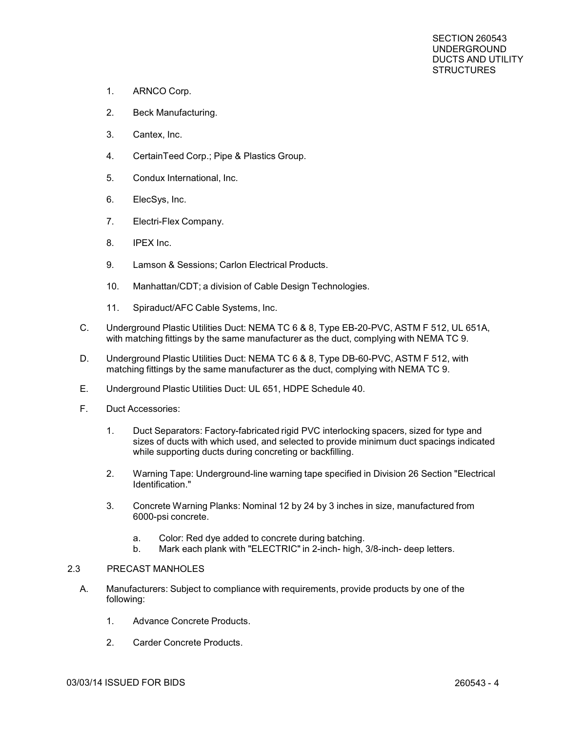1. ARNCO Corp.

2. Beck Manufacturing.

3. Cantex, Inc.

4. CertainTeed Corp.; Pipe & Plastics Group.

5. Condux International, Inc.

6. ElecSys, Inc.

7. Electri-Flex Company.

8. IPEX Inc.

9. Lamson & Sessions; Carlon Electrical Products.

10. Manhattan/CDT; a division of Cable Design Technologies.

11. Spiraduct/AFC Cable Systems, Inc.

C. Underground Plastic Utilities Duct: NEMA TC 6 & 8, Type EB-20-PVC, ASTM F 512, UL 651A, with matching fittings by the same manufacturer as the duct, complying with NEMA TC 9.

D. Underground Plastic Utilities Duct: NEMA TC 6 & 8, Type DB-60-PVC, ASTM F 512, with matching fittings by the same manufacturer as the duct, complying with NEMA TC 9.

E. Underground Plastic Utilities Duct: UL 651, HDPE Schedule 40.

F. Duct Accessories:

1. Duct Separators: Factory-fabricated rigid PVC interlocking spacers, sized for type and sizes of ducts with which used, and selected to provide minimum duct spacings indicated while supporting ducts during concreting or backfilling.

2. Warning Tape: Underground-line warning tape specified in Division 26 Section "Electrical Identification."

3. Concrete Warning Planks: Nominal 12 by 24 by 3 inches in size, manufactured from 6000-psi concrete.

   a. Color: Red dye added to concrete during batching.
   b. Mark each plank with "ELECTRIC" in 2-inch- high, 3/8-inch- deep letters.

## 2.3 PRECAST MANHOLES

A. Manufacturers: Subject to compliance with requirements, provide products by one of the following:

1. Advance Concrete Products.

2. Carder Concrete Products.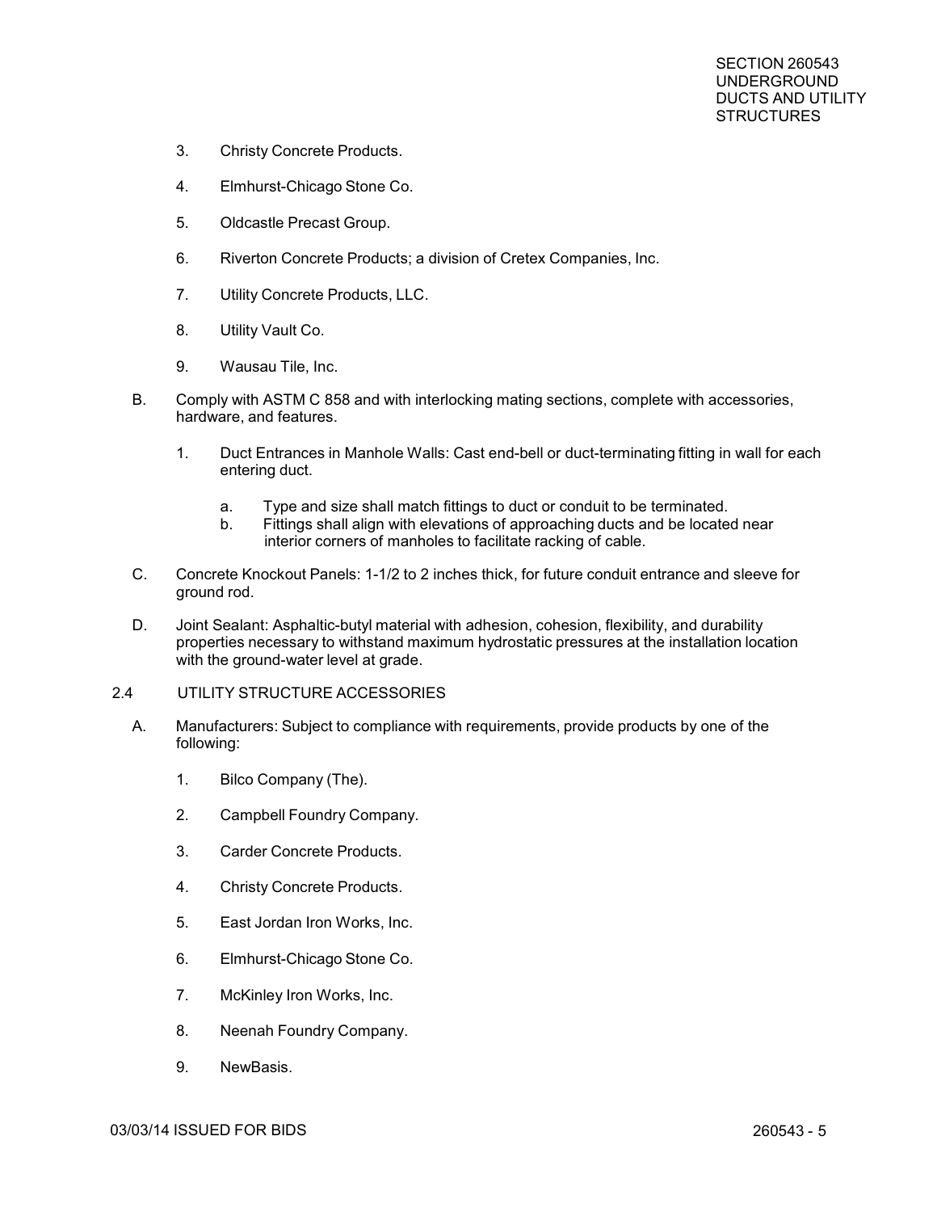3. Christy Concrete Products.

4. Elmhurst-Chicago Stone Co.

5. Oldcastle Precast Group.

6. Riverton Concrete Products; a division of Cretex Companies, Inc.

7. Utility Concrete Products, LLC.

8. Utility Vault Co.

9. Wausau Tile, Inc.

B. Comply with ASTM C 858 and with interlocking mating sections, complete with accessories, hardware, and features.

   1. Duct Entrances in Manhole Walls: Cast end-bell or duct-terminating fitting in wall for each entering duct.

      a. Type and size shall match fittings to duct or conduit to be terminated.
      b. Fittings shall align with elevations of approaching ducts and be located near interior corners of manholes to facilitate racking of cable.

C. Concrete Knockout Panels: 1-1/2 to 2 inches thick, for future conduit entrance and sleeve for ground rod.

D. Joint Sealant: Asphaltic-butyl material with adhesion, cohesion, flexibility, and durability properties necessary to withstand maximum hydrostatic pressures at the installation location with the ground-water level at grade.

## 2.4 UTILITY STRUCTURE ACCESSORIES

A. Manufacturers: Subject to compliance with requirements, provide products by one of the following:

   1. Bilco Company (The).

   2. Campbell Foundry Company.

   3. Carder Concrete Products.

   4. Christy Concrete Products.

   5. East Jordan Iron Works, Inc.

   6. Elmhurst-Chicago Stone Co.

   7. McKinley Iron Works, Inc.

   8. Neenah Foundry Company.

   9. NewBasis.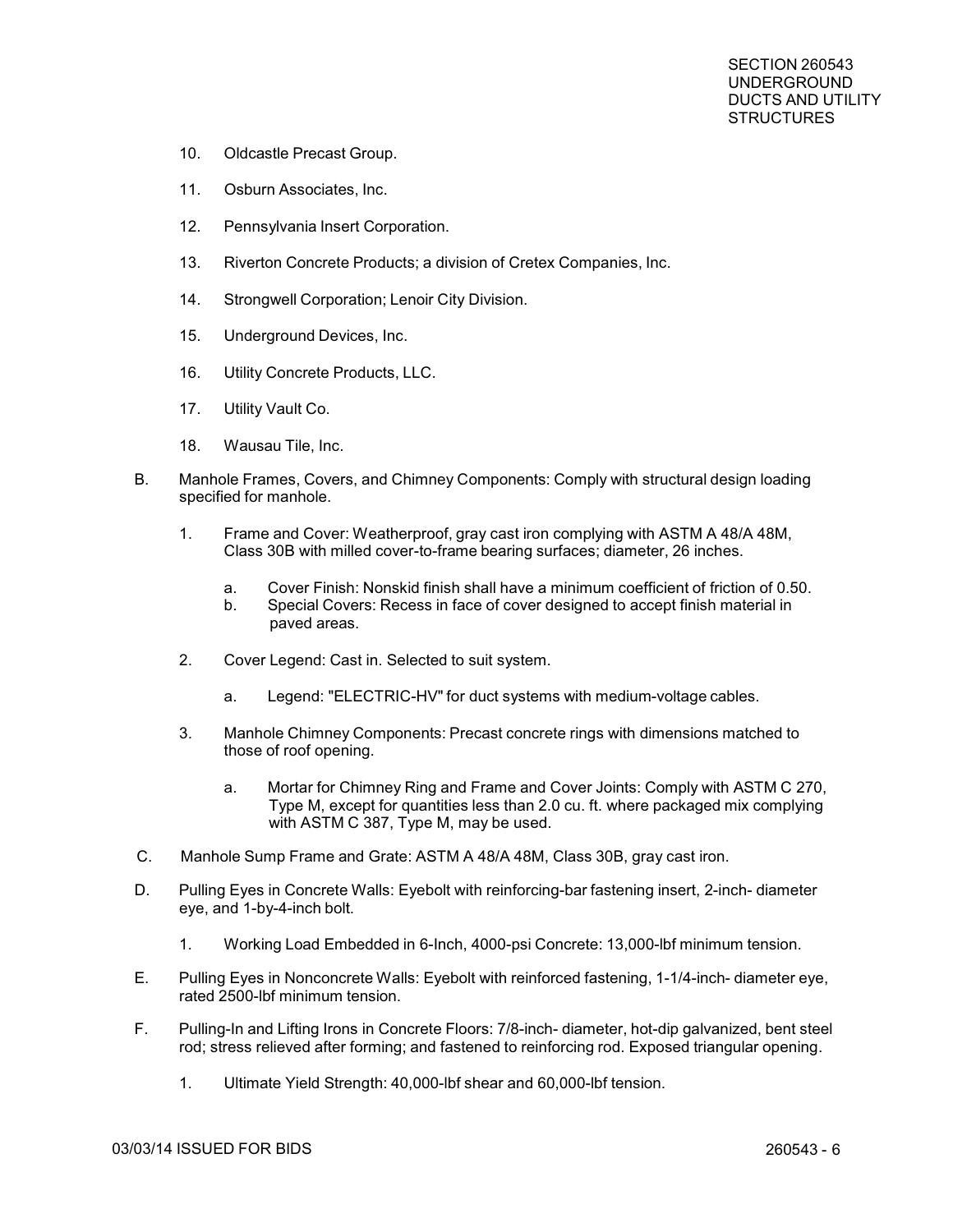10. Oldcastle Precast Group.

11. Osburn Associates, Inc.

12. Pennsylvania Insert Corporation.

13. Riverton Concrete Products; a division of Cretex Companies, Inc.

14. Strongwell Corporation; Lenoir City Division.

15. Underground Devices, Inc.

16. Utility Concrete Products, LLC.

17. Utility Vault Co.

18. Wausau Tile, Inc.

B. Manhole Frames, Covers, and Chimney Components: Comply with structural design loading specified for manhole.

   1. Frame and Cover: Weatherproof, gray cast iron complying with ASTM A 48/A 48M, Class 30B with milled cover-to-frame bearing surfaces; diameter, 26 inches.

      a. Cover Finish: Nonskid finish shall have a minimum coefficient of friction of 0.50.
      b. Special Covers: Recess in face of cover designed to accept finish material in paved areas.

   2. Cover Legend: Cast in. Selected to suit system.

      a. Legend: "ELECTRIC-HV" for duct systems with medium-voltage cables.

   3. Manhole Chimney Components: Precast concrete rings with dimensions matched to those of roof opening.

      a. Mortar for Chimney Ring and Frame and Cover Joints: Comply with ASTM C 270, Type M, except for quantities less than 2.0 cu. ft. where packaged mix complying with ASTM C 387, Type M, may be used.

C. Manhole Sump Frame and Grate: ASTM A 48/A 48M, Class 30B, gray cast iron.

D. Pulling Eyes in Concrete Walls: Eyebolt with reinforcing-bar fastening insert, 2-inch- diameter eye, and 1-by-4-inch bolt.

   1. Working Load Embedded in 6-Inch, 4000-psi Concrete: 13,000-lbf minimum tension.

E. Pulling Eyes in Nonconcrete Walls: Eyebolt with reinforced fastening, 1-1/4-inch- diameter eye, rated 2500-lbf minimum tension.

F. Pulling-In and Lifting Irons in Concrete Floors: 7/8-inch- diameter, hot-dip galvanized, bent steel rod; stress relieved after forming; and fastened to reinforcing rod. Exposed triangular opening.

   1. Ultimate Yield Strength: 40,000-lbf shear and 60,000-lbf tension.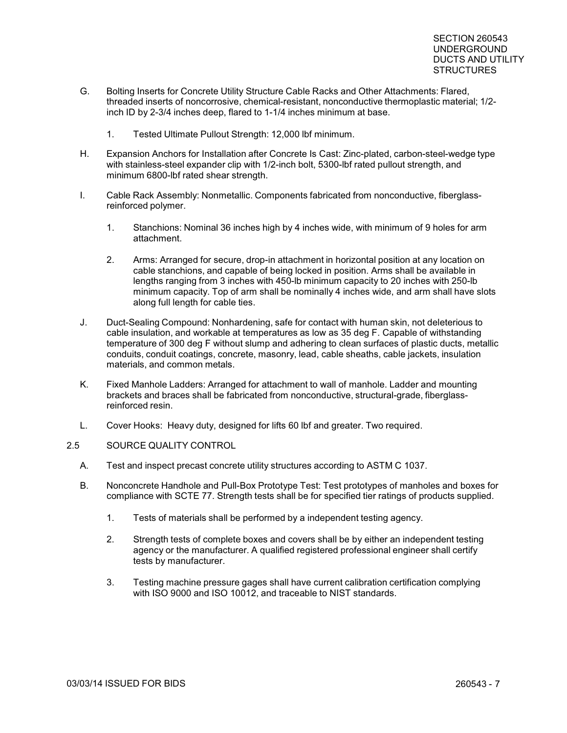G. Bolting Inserts for Concrete Utility Structure Cable Racks and Other Attachments: Flared, threaded inserts of noncorrosive, chemical-resistant, nonconductive thermoplastic material; 1/2-inch ID by 2-3/4 inches deep, flared to 1-1/4 inches minimum at base.

   1. Tested Ultimate Pullout Strength: 12,000 lbf minimum.

H. Expansion Anchors for Installation after Concrete Is Cast: Zinc-plated, carbon-steel-wedge type with stainless-steel expander clip with 1/2-inch bolt, 5300-lbf rated pullout strength, and minimum 6800-lbf rated shear strength.

I. Cable Rack Assembly: Nonmetallic. Components fabricated from nonconductive, fiberglass-reinforced polymer.

   1. Stanchions: Nominal 36 inches high by 4 inches wide, with minimum of 9 holes for arm attachment.

   2. Arms: Arranged for secure, drop-in attachment in horizontal position at any location on cable stanchions, and capable of being locked in position. Arms shall be available in lengths ranging from 3 inches with 450-lb minimum capacity to 20 inches with 250-lb minimum capacity. Top of arm shall be nominally 4 inches wide, and arm shall have slots along full length for cable ties.

J. Duct-Sealing Compound: Nonhardening, safe for contact with human skin, not deleterious to cable insulation, and workable at temperatures as low as 35 deg F. Capable of withstanding temperature of 300 deg F without slump and adhering to clean surfaces of plastic ducts, metallic conduits, conduit coatings, concrete, masonry, lead, cable sheaths, cable jackets, insulation materials, and common metals.

K. Fixed Manhole Ladders: Arranged for attachment to wall of manhole. Ladder and mounting brackets and braces shall be fabricated from nonconductive, structural-grade, fiberglass-reinforced resin.

L. Cover Hooks: Heavy duty, designed for lifts 60 lbf and greater. Two required.

## 2.5 SOURCE QUALITY CONTROL

A. Test and inspect precast concrete utility structures according to ASTM C 1037.

B. Nonconcrete Handhole and Pull-Box Prototype Test: Test prototypes of manholes and boxes for compliance with SCTE 77. Strength tests shall be for specified tier ratings of products supplied.

   1. Tests of materials shall be performed by a independent testing agency.

   2. Strength tests of complete boxes and covers shall be by either an independent testing agency or the manufacturer. A qualified registered professional engineer shall certify tests by manufacturer.

   3. Testing machine pressure gages shall have current calibration certification complying with ISO 9000 and ISO 10012, and traceable to NIST standards.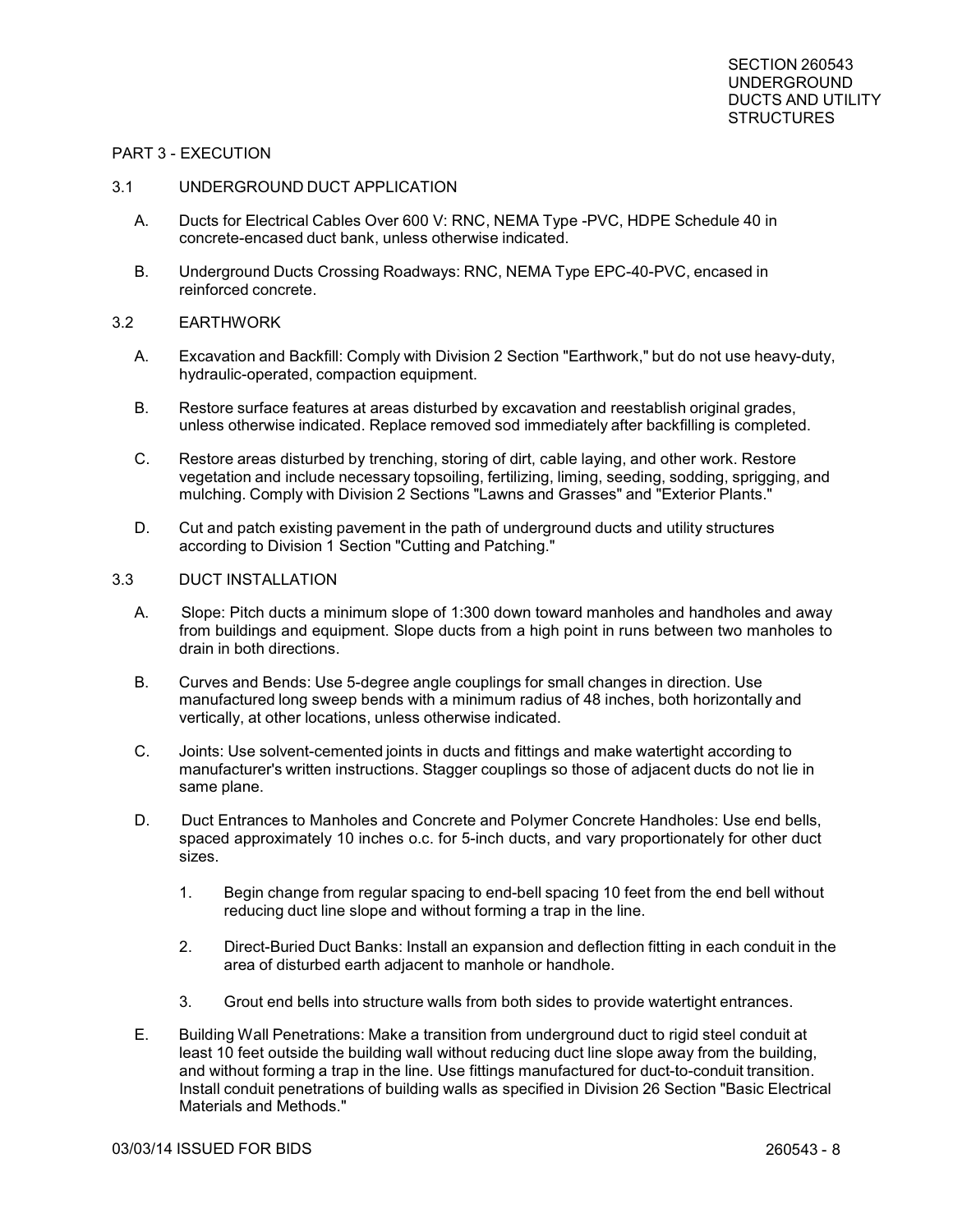## PART 3 - EXECUTION

### 3.1 UNDERGROUND DUCT APPLICATION

A. Ducts for Electrical Cables Over 600 V: RNC, NEMA Type -PVC, HDPE Schedule 40 in concrete-encased duct bank, unless otherwise indicated.

B. Underground Ducts Crossing Roadways: RNC, NEMA Type EPC-40-PVC, encased in reinforced concrete.

### 3.2 EARTHWORK

A. Excavation and Backfill: Comply with Division 2 Section "Earthwork," but do not use heavy-duty, hydraulic-operated, compaction equipment.

B. Restore surface features at areas disturbed by excavation and reestablish original grades, unless otherwise indicated. Replace removed sod immediately after backfilling is completed.

C. Restore areas disturbed by trenching, storing of dirt, cable laying, and other work. Restore vegetation and include necessary topsoiling, fertilizing, liming, seeding, sodding, sprigging, and mulching. Comply with Division 2 Sections "Lawns and Grasses" and "Exterior Plants."

D. Cut and patch existing pavement in the path of underground ducts and utility structures according to Division 1 Section "Cutting and Patching."

### 3.3 DUCT INSTALLATION

A. Slope: Pitch ducts a minimum slope of 1:300 down toward manholes and handholes and away from buildings and equipment. Slope ducts from a high point in runs between two manholes to drain in both directions.

B. Curves and Bends: Use 5-degree angle couplings for small changes in direction. Use manufactured long sweep bends with a minimum radius of 48 inches, both horizontally and vertically, at other locations, unless otherwise indicated.

C. Joints: Use solvent-cemented joints in ducts and fittings and make watertight according to manufacturer's written instructions. Stagger couplings so those of adjacent ducts do not lie in same plane.

D. Duct Entrances to Manholes and Concrete and Polymer Concrete Handholes: Use end bells, spaced approximately 10 inches o.c. for 5-inch ducts, and vary proportionately for other duct sizes.

1. Begin change from regular spacing to end-bell spacing 10 feet from the end bell without reducing duct line slope and without forming a trap in the line.

2. Direct-Buried Duct Banks: Install an expansion and deflection fitting in each conduit in the area of disturbed earth adjacent to manhole or handhole.

3. Grout end bells into structure walls from both sides to provide watertight entrances.

E. Building Wall Penetrations: Make a transition from underground duct to rigid steel conduit at least 10 feet outside the building wall without reducing duct line slope away from the building, and without forming a trap in the line. Use fittings manufactured for duct-to-conduit transition. Install conduit penetrations of building walls as specified in Division 26 Section "Basic Electrical Materials and Methods."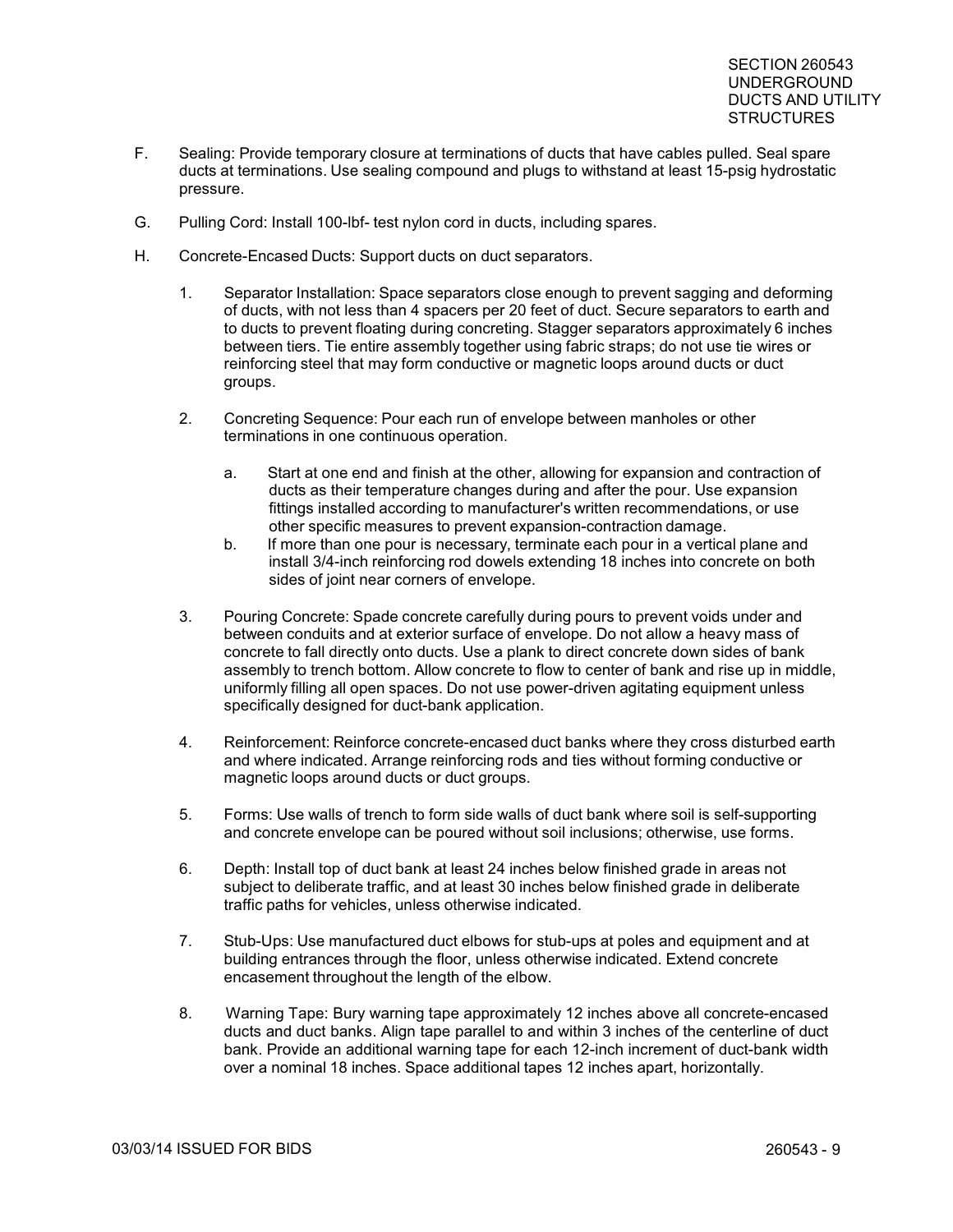F. Sealing: Provide temporary closure at terminations of ducts that have cables pulled. Seal spare ducts at terminations. Use sealing compound and plugs to withstand at least 15-psig hydrostatic pressure.

G. Pulling Cord: Install 100-lbf- test nylon cord in ducts, including spares.

H. Concrete-Encased Ducts: Support ducts on duct separators.

1. Separator Installation: Space separators close enough to prevent sagging and deforming of ducts, with not less than 4 spacers per 20 feet of duct. Secure separators to earth and to ducts to prevent floating during concreting. Stagger separators approximately 6 inches between tiers. Tie entire assembly together using fabric straps; do not use tie wires or reinforcing steel that may form conductive or magnetic loops around ducts or duct groups.

2. Concreting Sequence: Pour each run of envelope between manholes or other terminations in one continuous operation.

   a. Start at one end and finish at the other, allowing for expansion and contraction of ducts as their temperature changes during and after the pour. Use expansion fittings installed according to manufacturer's written recommendations, or use other specific measures to prevent expansion-contraction damage.

   b. If more than one pour is necessary, terminate each pour in a vertical plane and install 3/4-inch reinforcing rod dowels extending 18 inches into concrete on both sides of joint near corners of envelope.

3. Pouring Concrete: Spade concrete carefully during pours to prevent voids under and between conduits and at exterior surface of envelope. Do not allow a heavy mass of concrete to fall directly onto ducts. Use a plank to direct concrete down sides of bank assembly to trench bottom. Allow concrete to flow to center of bank and rise up in middle, uniformly filling all open spaces. Do not use power-driven agitating equipment unless specifically designed for duct-bank application.

4. Reinforcement: Reinforce concrete-encased duct banks where they cross disturbed earth and where indicated. Arrange reinforcing rods and ties without forming conductive or magnetic loops around ducts or duct groups.

5. Forms: Use walls of trench to form side walls of duct bank where soil is self-supporting and concrete envelope can be poured without soil inclusions; otherwise, use forms.

6. Depth: Install top of duct bank at least 24 inches below finished grade in areas not subject to deliberate traffic, and at least 30 inches below finished grade in deliberate traffic paths for vehicles, unless otherwise indicated.

7. Stub-Ups: Use manufactured duct elbows for stub-ups at poles and equipment and at building entrances through the floor, unless otherwise indicated. Extend concrete encasement throughout the length of the elbow.

8. Warning Tape: Bury warning tape approximately 12 inches above all concrete-encased ducts and duct banks. Align tape parallel to and within 3 inches of the centerline of duct bank. Provide an additional warning tape for each 12-inch increment of duct-bank width over a nominal 18 inches. Space additional tapes 12 inches apart, horizontally.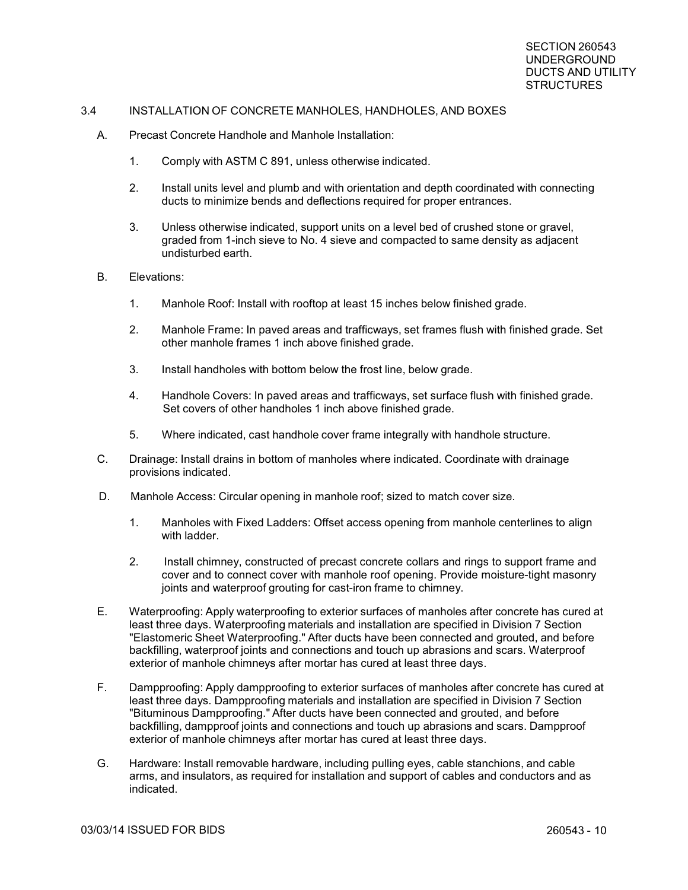## 3.4 INSTALLATION OF CONCRETE MANHOLES, HANDHOLES, AND BOXES

A. Precast Concrete Handhole and Manhole Installation:

1. Comply with ASTM C 891, unless otherwise indicated.

2. Install units level and plumb and with orientation and depth coordinated with connecting ducts to minimize bends and deflections required for proper entrances.

3. Unless otherwise indicated, support units on a level bed of crushed stone or gravel, graded from 1-inch sieve to No. 4 sieve and compacted to same density as adjacent undisturbed earth.

B. Elevations:

1. Manhole Roof: Install with rooftop at least 15 inches below finished grade.

2. Manhole Frame: In paved areas and trafficways, set frames flush with finished grade. Set other manhole frames 1 inch above finished grade.

3. Install handholes with bottom below the frost line, below grade.

4. Handhole Covers: In paved areas and trafficways, set surface flush with finished grade. Set covers of other handholes 1 inch above finished grade.

5. Where indicated, cast handhole cover frame integrally with handhole structure.

C. Drainage: Install drains in bottom of manholes where indicated. Coordinate with drainage provisions indicated.

D. Manhole Access: Circular opening in manhole roof; sized to match cover size.

1. Manholes with Fixed Ladders: Offset access opening from manhole centerlines to align with ladder.

2. Install chimney, constructed of precast concrete collars and rings to support frame and cover and to connect cover with manhole roof opening. Provide moisture-tight masonry joints and waterproof grouting for cast-iron frame to chimney.

E. Waterproofing: Apply waterproofing to exterior surfaces of manholes after concrete has cured at least three days. Waterproofing materials and installation are specified in Division 7 Section "Elastomeric Sheet Waterproofing." After ducts have been connected and grouted, and before backfilling, waterproof joints and connections and touch up abrasions and scars. Waterproof exterior of manhole chimneys after mortar has cured at least three days.

F. Dampproofing: Apply dampproofing to exterior surfaces of manholes after concrete has cured at least three days. Dampproofing materials and installation are specified in Division 7 Section "Bituminous Dampproofing." After ducts have been connected and grouted, and before backfilling, dampproof joints and connections and touch up abrasions and scars. Dampproof exterior of manhole chimneys after mortar has cured at least three days.

G. Hardware: Install removable hardware, including pulling eyes, cable stanchions, and cable arms, and insulators, as required for installation and support of cables and conductors and as indicated.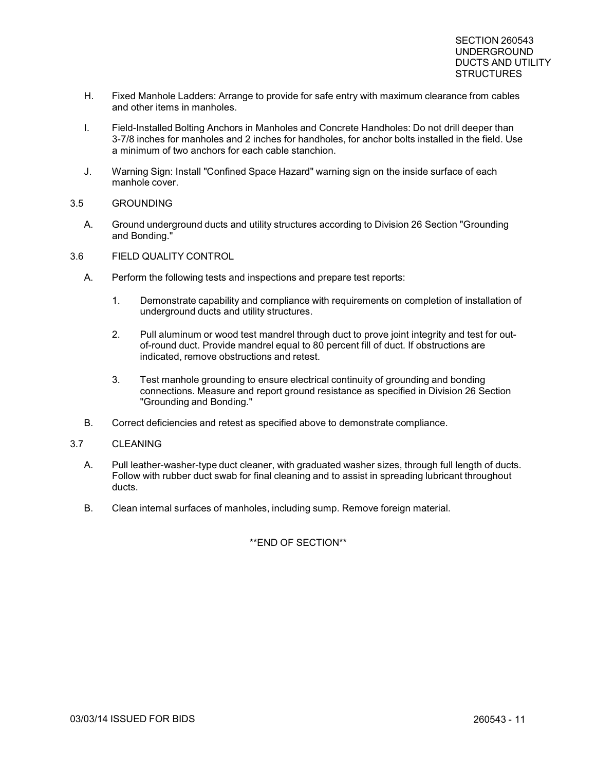H. Fixed Manhole Ladders: Arrange to provide for safe entry with maximum clearance from cables and other items in manholes.

I. Field-Installed Bolting Anchors in Manholes and Concrete Handholes: Do not drill deeper than 3-7/8 inches for manholes and 2 inches for handholes, for anchor bolts installed in the field. Use a minimum of two anchors for each cable stanchion.

J. Warning Sign: Install "Confined Space Hazard" warning sign on the inside surface of each manhole cover.

## 3.5 GROUNDING

A. Ground underground ducts and utility structures according to Division 26 Section "Grounding and Bonding."

## 3.6 FIELD QUALITY CONTROL

A. Perform the following tests and inspections and prepare test reports:

1. Demonstrate capability and compliance with requirements on completion of installation of underground ducts and utility structures.

2. Pull aluminum or wood test mandrel through duct to prove joint integrity and test for out-of-round duct. Provide mandrel equal to 80 percent fill of duct. If obstructions are indicated, remove obstructions and retest.

3. Test manhole grounding to ensure electrical continuity of grounding and bonding connections. Measure and report ground resistance as specified in Division 26 Section "Grounding and Bonding."

B. Correct deficiencies and retest as specified above to demonstrate compliance.

## 3.7 CLEANING

A. Pull leather-washer-type duct cleaner, with graduated washer sizes, through full length of ducts. Follow with rubber duct swab for final cleaning and to assist in spreading lubricant throughout ducts.

B. Clean internal surfaces of manholes, including sump. Remove foreign material.

**END OF SECTION**